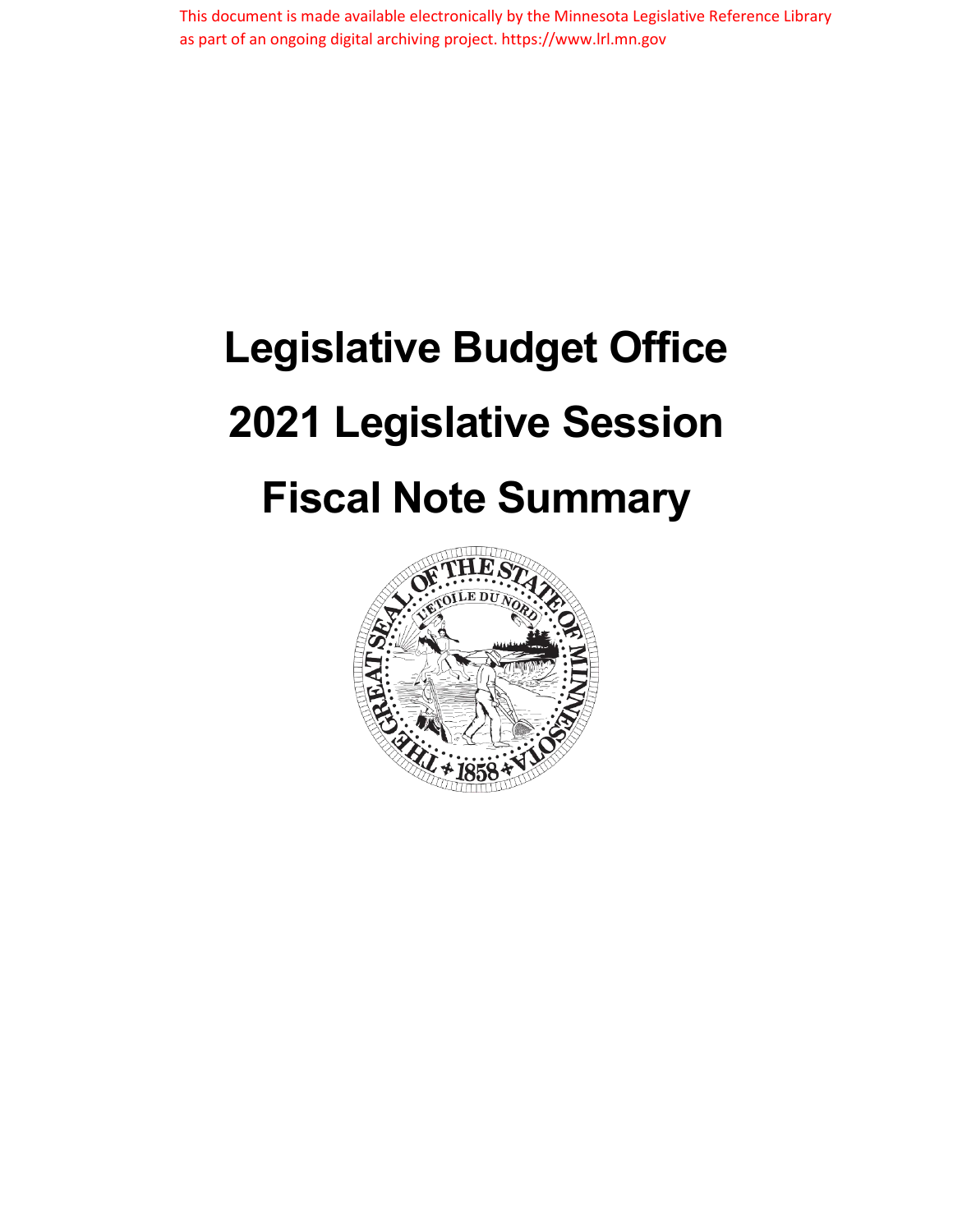This document is made available electronically by the Minnesota Legislative Reference Library as part of an ongoing digital archiving project. https://www.lrl.mn.gov

# Legislative Budget Office

# 2021 Legislative Session

# Fiscal Note Summary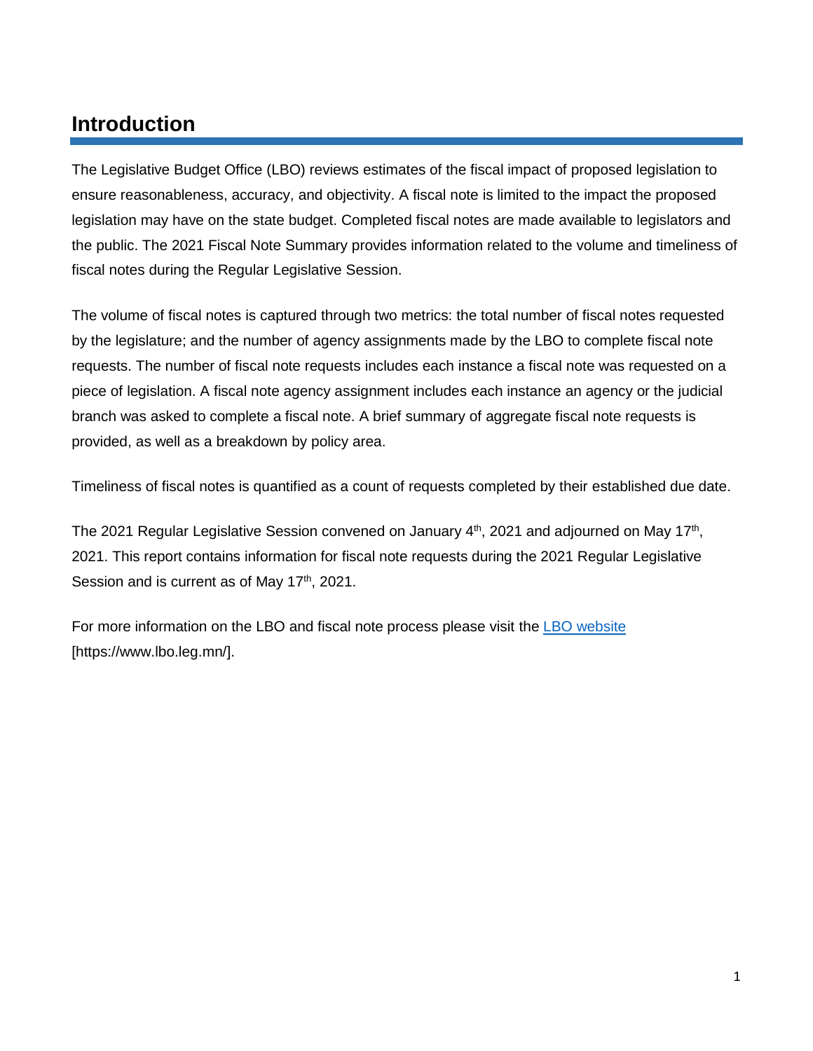## Introduction

The Legislative Budget Office (LBO) reviews estimates of the fiscal impact of proposed legislation to ensure reasonableness, accuracy, and objectivity. A fiscal note is limited to the impact the proposed legislation may have on the state budget. Completed fiscal notes are made available to legislators and the public. The 2021 Fiscal Note Summary provides information related to the volume and timeliness of fiscal notes during the Regular Legislative Session.

The volume of fiscal notes is captured through two metrics: the total number of fiscal notes requested by the legislature; and the number of agency assignments made by the LBO to complete fiscal note requests. The number of fiscal note requests includes each instance a fiscal note was requested on a piece of legislation. A fiscal note agency assignment includes each instance an agency or the judicial branch was asked to complete a fiscal note. A brief summary of aggregate fiscal note requests is provided, as well as a breakdown by policy area.

Timeliness of fiscal notes is quantified as a count of requests completed by their established due date.

The 2021 Regular Legislative Session convened on January 4th, 2021 and adjourned on May 17th, 2021. This report contains information for fiscal note requests during the 2021 Regular Legislative Session and is current as of May 17th, 2021.

For more information on the LBO and fiscal note process please visit the [LBO website](https://www.lbo.leg.mn/) [https://www.lbo.leg.mn/].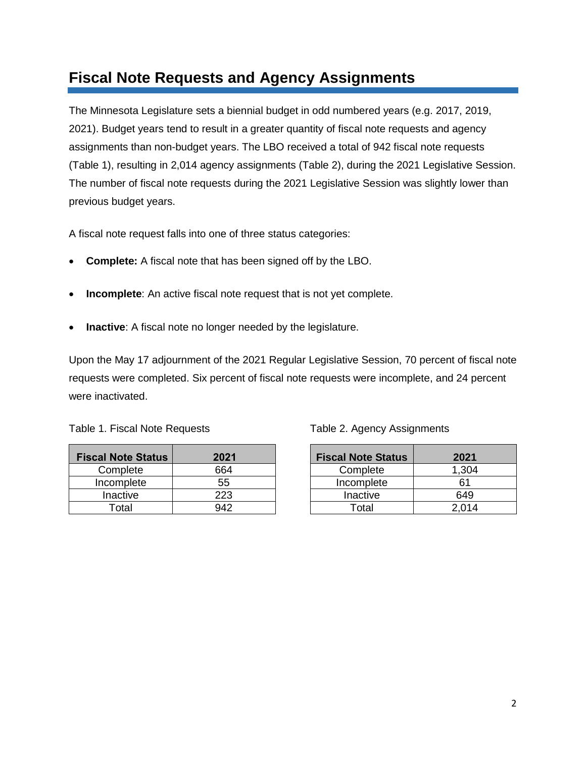## Fiscal Note Requests and Agency Assignments

The Minnesota Legislature sets a biennial budget in odd numbered years (e.g. 2017, 2019, 2021). Budget years tend to result in a greater quantity of fiscal note requests and agency assignments than non-budget years. The LBO received a total of 942 fiscal note requests (Table 1), resulting in 2,014 agency assignments (Table 2), during the 2021 Legislative Session. The number of fiscal note requests during the 2021 Legislative Session was slightly lower than previous budget years.

A fiscal note request falls into one of three status categories:

- **Complete:** A fiscal note that has been signed off by the LBO.
- **Incomplete**: An active fiscal note request that is not yet complete.
- **Inactive**: A fiscal note no longer needed by the legislature.

Upon the May 17 adjournment of the 2021 Regular Legislative Session, 70 percent of fiscal note requests were completed. Six percent of fiscal note requests were incomplete, and 24 percent were inactivated.

Table 1. Fiscal Note Requests

| Fiscal Note Status | 2021 |
|---|---|
| Complete | 664 |
| Incomplete | 55 |
| Inactive | 223 |
| Total | 942 |

Table 2. Agency Assignments

| Fiscal Note Status | 2021 |
|---|---|
| Complete | 1,304 |
| Incomplete | 61 |
| Inactive | 649 |
| Total | 2,014 |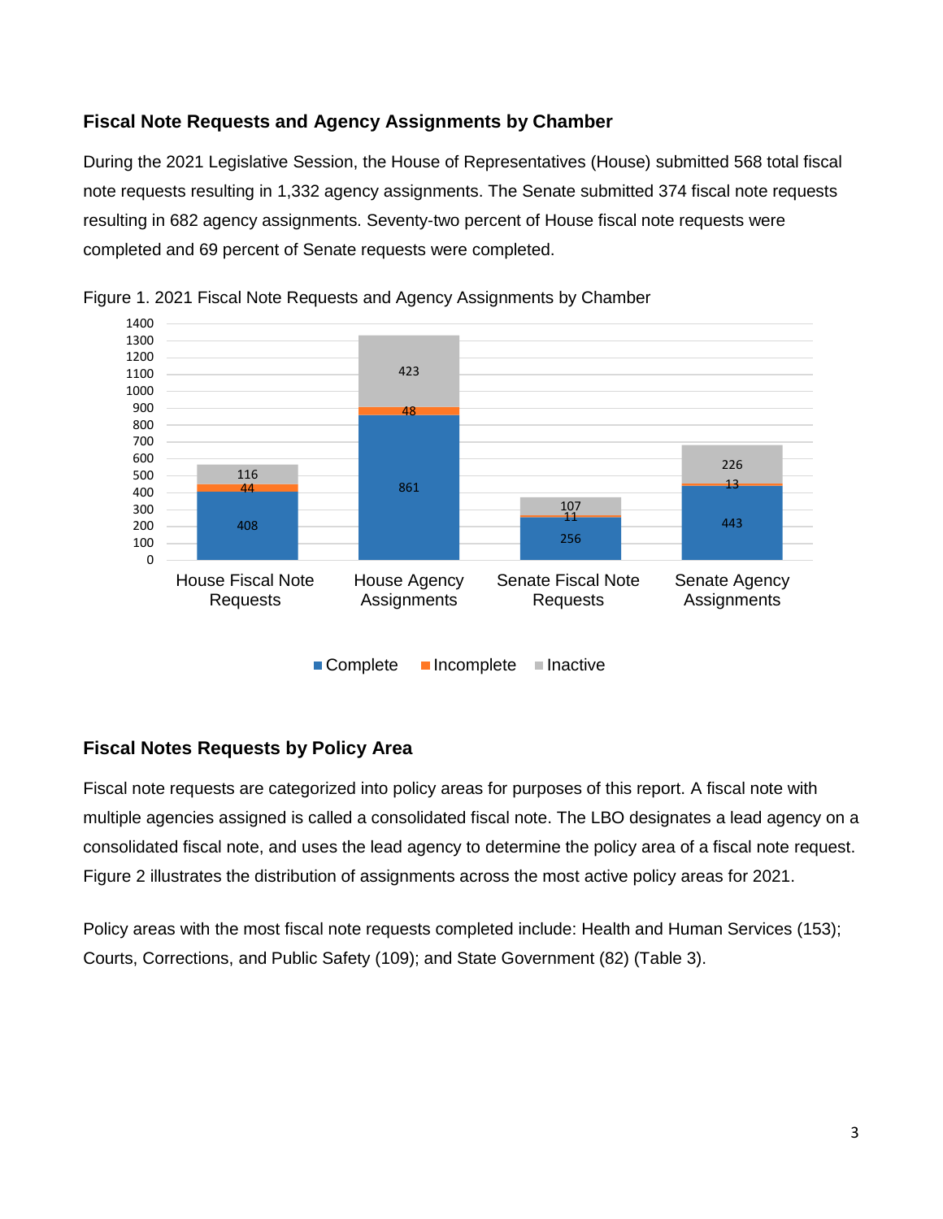## Fiscal Note Requests and Agency Assignments by Chamber

During the 2021 Legislative Session, the House of Representatives (House) submitted 568 total fiscal note requests resulting in 1,332 agency assignments. The Senate submitted 374 fiscal note requests resulting in 682 agency assignments. Seventy-two percent of House fiscal note requests were completed and 69 percent of Senate requests were completed.

Figure 1. 2021 Fiscal Note Requests and Agency Assignments by Chamber

| | Complete | Incomplete | Inactive |
|---|---|---|---|
| House Fiscal Note Requests | 408 | 44 | 116 |
| House Agency Assignments | 861 | 48 | 423 |
| Senate Fiscal Note Requests | 256 | 11 | 107 |
| Senate Agency Assignments | 443 | 13 | 226 |

## Fiscal Notes Requests by Policy Area

Fiscal note requests are categorized into policy areas for purposes of this report. A fiscal note with multiple agencies assigned is called a consolidated fiscal note. The LBO designates a lead agency on a consolidated fiscal note, and uses the lead agency to determine the policy area of a fiscal note request. Figure 2 illustrates the distribution of assignments across the most active policy areas for 2021.

Policy areas with the most fiscal note requests completed include: Health and Human Services (153); Courts, Corrections, and Public Safety (109); and State Government (82) (Table 3).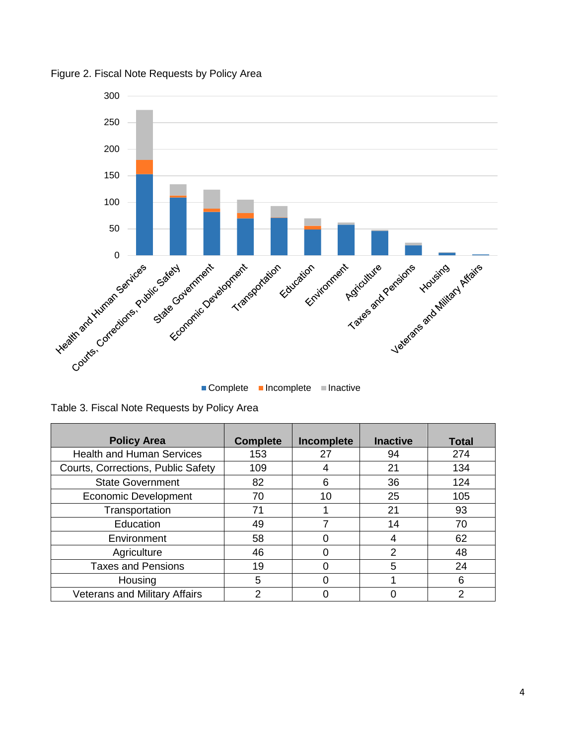Figure 2. Fiscal Note Requests by Policy Area

Table 3. Fiscal Note Requests by Policy Area

| Policy Area | Complete | Incomplete | Inactive | Total |
|---|---|---|---|---|
| Health and Human Services | 153 | 27 | 94 | 274 |
| Courts, Corrections, Public Safety | 109 | 4 | 21 | 134 |
| State Government | 82 | 6 | 36 | 124 |
| Economic Development | 70 | 10 | 25 | 105 |
| Transportation | 71 | 1 | 21 | 93 |
| Education | 49 | 7 | 14 | 70 |
| Environment | 58 | 0 | 4 | 62 |
| Agriculture | 46 | 0 | 2 | 48 |
| Taxes and Pensions | 19 | 0 | 5 | 24 |
| Housing | 5 | 0 | 1 | 6 |
| Veterans and Military Affairs | 2 | 0 | 0 | 2 |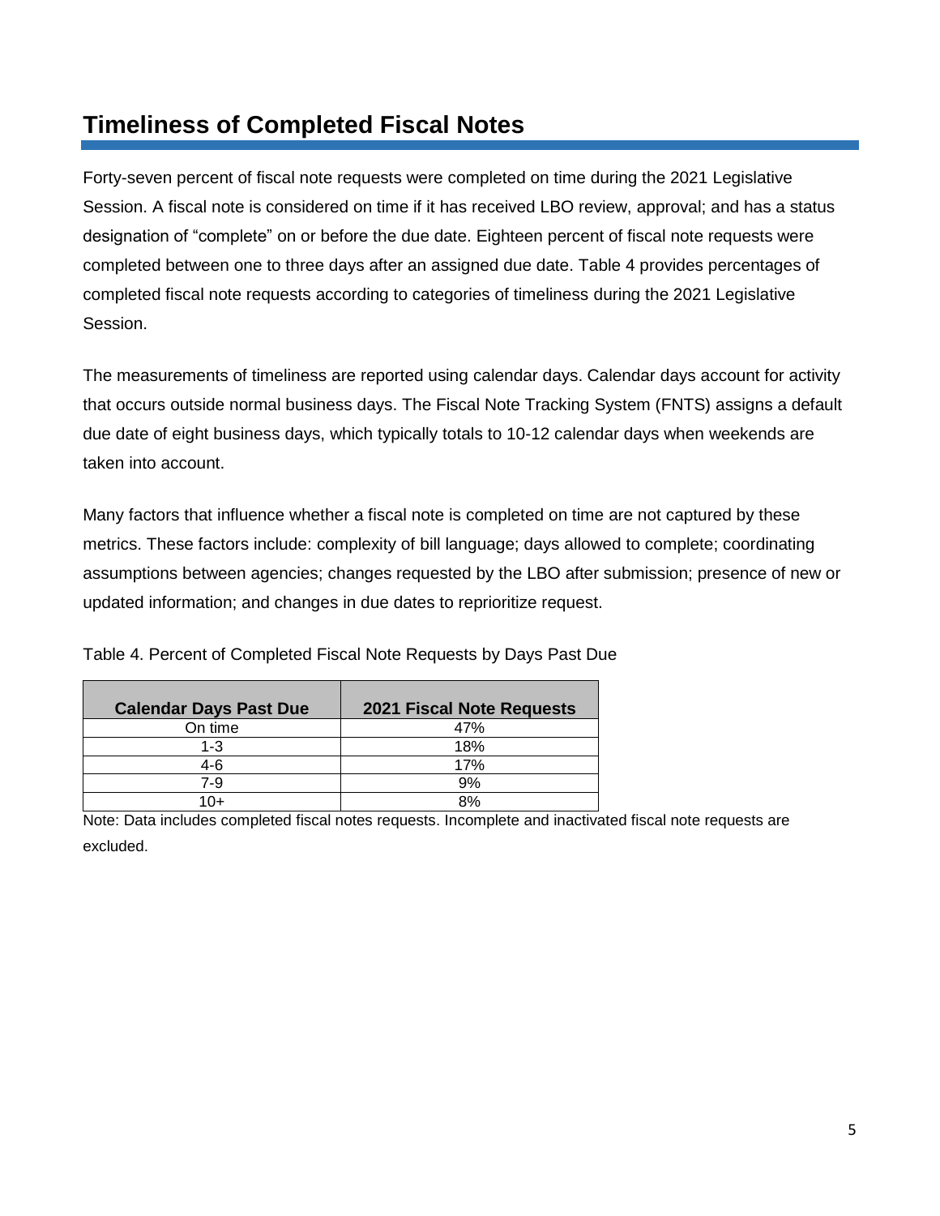## Timeliness of Completed Fiscal Notes

Forty-seven percent of fiscal note requests were completed on time during the 2021 Legislative Session. A fiscal note is considered on time if it has received LBO review, approval; and has a status designation of "complete" on or before the due date. Eighteen percent of fiscal note requests were completed between one to three days after an assigned due date. Table 4 provides percentages of completed fiscal note requests according to categories of timeliness during the 2021 Legislative Session.

The measurements of timeliness are reported using calendar days. Calendar days account for activity that occurs outside normal business days. The Fiscal Note Tracking System (FNTS) assigns a default due date of eight business days, which typically totals to 10-12 calendar days when weekends are taken into account.

Many factors that influence whether a fiscal note is completed on time are not captured by these metrics. These factors include: complexity of bill language; days allowed to complete; coordinating assumptions between agencies; changes requested by the LBO after submission; presence of new or updated information; and changes in due dates to reprioritize request.

Table 4. Percent of Completed Fiscal Note Requests by Days Past Due

| Calendar Days Past Due | 2021 Fiscal Note Requests |
|---|---|
| On time | 47% |
| 1-3 | 18% |
| 4-6 | 17% |
| 7-9 | 9% |
| 10+ | 8% |

Note: Data includes completed fiscal notes requests. Incomplete and inactivated fiscal note requests are excluded.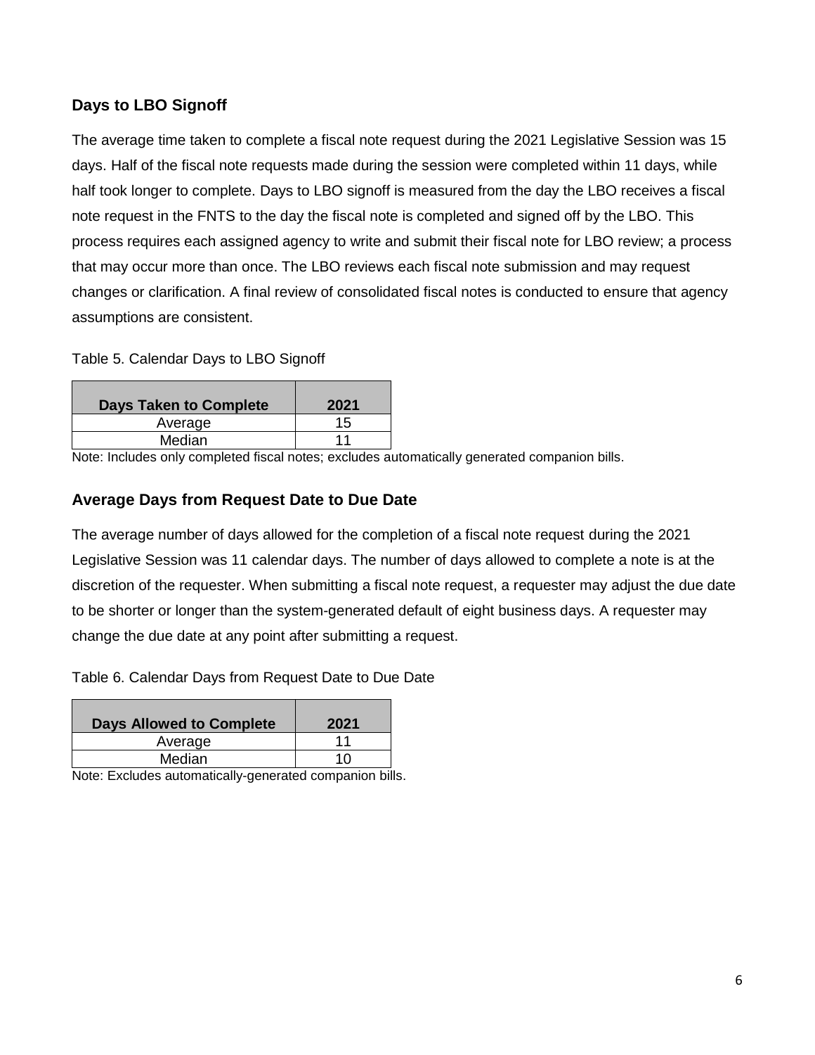## Days to LBO Signoff

The average time taken to complete a fiscal note request during the 2021 Legislative Session was 15 days. Half of the fiscal note requests made during the session were completed within 11 days, while half took longer to complete. Days to LBO signoff is measured from the day the LBO receives a fiscal note request in the FNTS to the day the fiscal note is completed and signed off by the LBO. This process requires each assigned agency to write and submit their fiscal note for LBO review; a process that may occur more than once. The LBO reviews each fiscal note submission and may request changes or clarification. A final review of consolidated fiscal notes is conducted to ensure that agency assumptions are consistent.

Table 5. Calendar Days to LBO Signoff

| Days Taken to Complete | 2021 |
|---|---|
| Average | 15 |
| Median | 11 |

Note: Includes only completed fiscal notes; excludes automatically generated companion bills.

## Average Days from Request Date to Due Date

The average number of days allowed for the completion of a fiscal note request during the 2021 Legislative Session was 11 calendar days. The number of days allowed to complete a note is at the discretion of the requester. When submitting a fiscal note request, a requester may adjust the due date to be shorter or longer than the system-generated default of eight business days. A requester may change the due date at any point after submitting a request.

Table 6. Calendar Days from Request Date to Due Date

| Days Allowed to Complete | 2021 |
|---|---|
| Average | 11 |
| Median | 10 |

Note: Excludes automatically-generated companion bills.